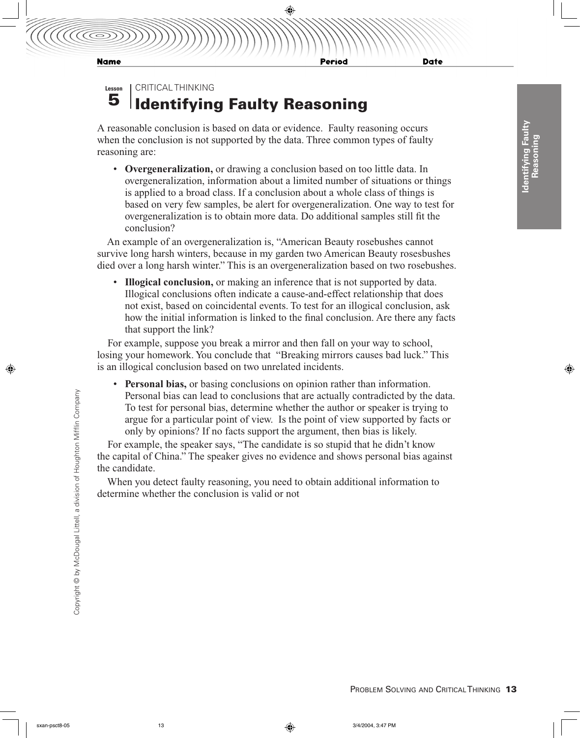Name Period Date

Lesson 5

CRITICAL THINKING

# Identifying Faulty Reasoning

A reasonable conclusion is based on data or evidence. Faulty reasoning occurs when the conclusion is not supported by the data. Three common types of faulty reasoning are:

- **Overgeneralization,** or drawing a conclusion based on too little data. In overgeneralization, information about a limited number of situations or things is applied to a broad class. If a conclusion about a whole class of things is based on very few samples, be alert for overgeneralization. One way to test for overgeneralization is to obtain more data. Do additional samples still fit the conclusion?

An example of an overgeneralization is, "American Beauty rosebushes cannot survive long harsh winters, because in my garden two American Beauty rosesbushes died over a long harsh winter." This is an overgeneralization based on two rosebushes.

- **Illogical conclusion,** or making an inference that is not supported by data. Illogical conclusions often indicate a cause-and-effect relationship that does not exist, based on coincidental events. To test for an illogical conclusion, ask how the initial information is linked to the final conclusion. Are there any facts that support the link?

For example, suppose you break a mirror and then fall on your way to school, losing your homework. You conclude that "Breaking mirrors causes bad luck." This is an illogical conclusion based on two unrelated incidents.

- **Personal bias,** or basing conclusions on opinion rather than information. Personal bias can lead to conclusions that are actually contradicted by the data. To test for personal bias, determine whether the author or speaker is trying to argue for a particular point of view. Is the point of view supported by facts or only by opinions? If no facts support the argument, then bias is likely.

For example, the speaker says, "The candidate is so stupid that he didn't know the capital of China." The speaker gives no evidence and shows personal bias against the candidate.

When you detect faulty reasoning, you need to obtain additional information to determine whether the conclusion is valid or not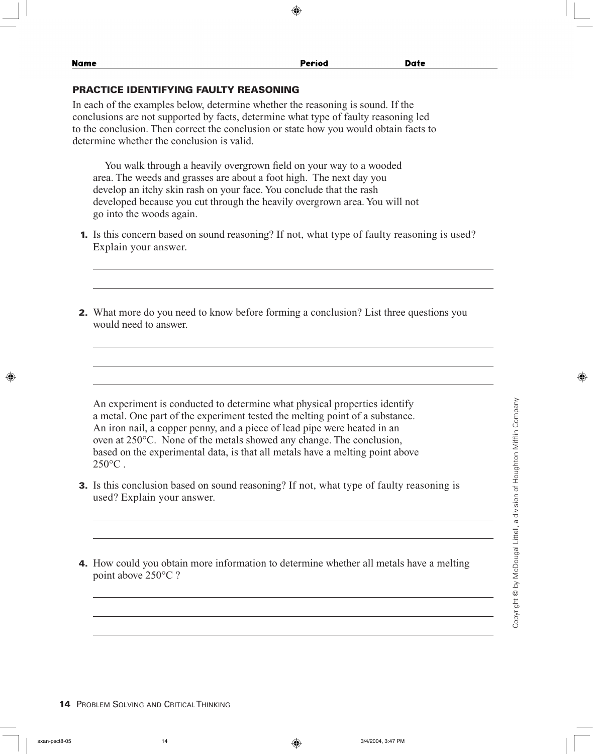Name Period Date

## PRACTICE IDENTIFYING FAULTY REASONING

In each of the examples below, determine whether the reasoning is sound. If the conclusions are not supported by facts, determine what type of faulty reasoning led to the conclusion. Then correct the conclusion or state how you would obtain facts to determine whether the conclusion is valid.

You walk through a heavily overgrown field on your way to a wooded area. The weeds and grasses are about a foot high. The next day you develop an itchy skin rash on your face. You conclude that the rash developed because you cut through the heavily overgrown area. You will not go into the woods again.

**1.** Is this concern based on sound reasoning? If not, what type of faulty reasoning is used? Explain your answer.

______________________________________________________________________

______________________________________________________________________

**2.** What more do you need to know before forming a conclusion? List three questions you would need to answer.

______________________________________________________________________

______________________________________________________________________

______________________________________________________________________

An experiment is conducted to determine what physical properties identify a metal. One part of the experiment tested the melting point of a substance. An iron nail, a copper penny, and a piece of lead pipe were heated in an oven at 250°C. None of the metals showed any change. The conclusion, based on the experimental data, is that all metals have a melting point above 250°C .

**3.** Is this conclusion based on sound reasoning? If not, what type of faulty reasoning is used? Explain your answer.

______________________________________________________________________

______________________________________________________________________

**4.** How could you obtain more information to determine whether all metals have a melting point above 250°C ?

______________________________________________________________________

______________________________________________________________________

______________________________________________________________________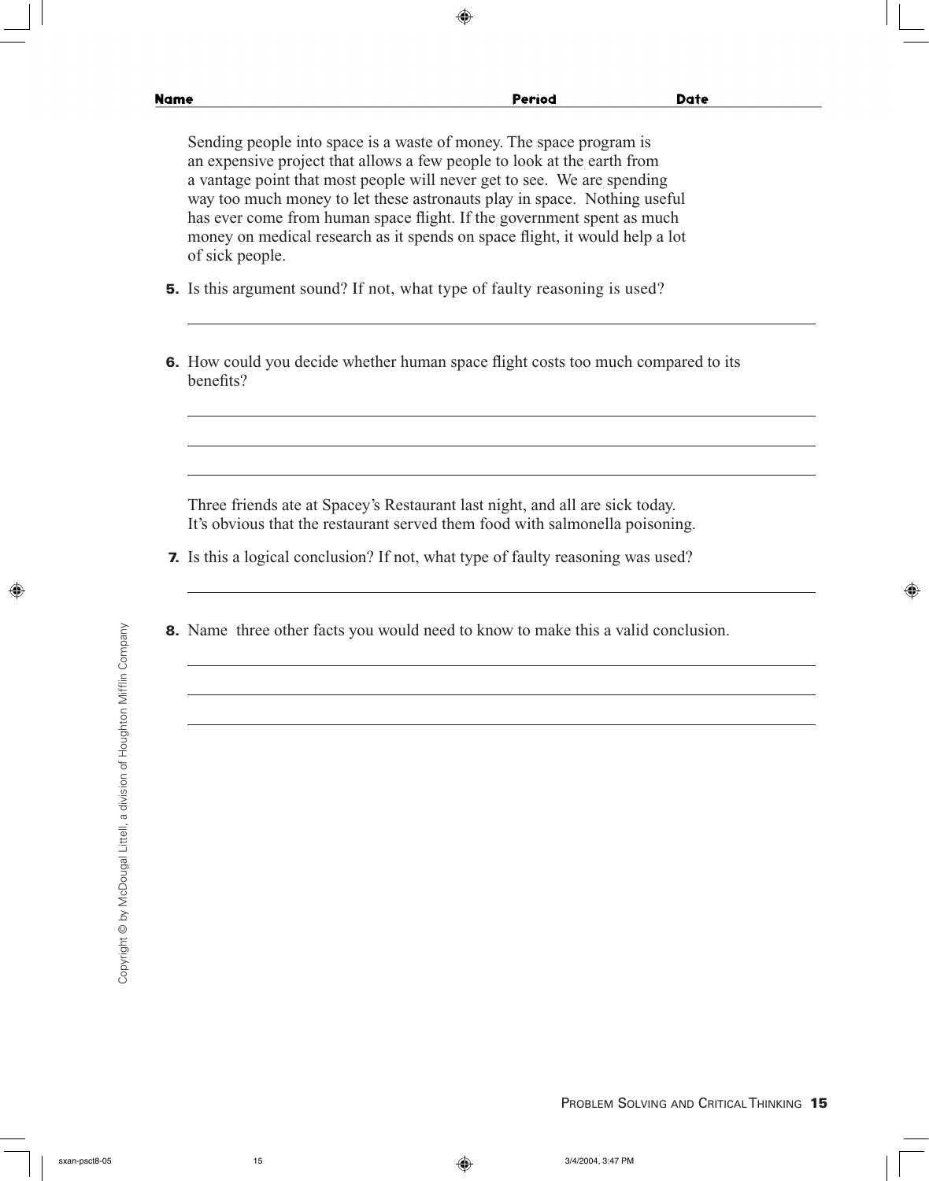Name Period Date

Sending people into space is a waste of money. The space program is an expensive project that allows a few people to look at the earth from a vantage point that most people will never get to see. We are spending way too much money to let these astronauts play in space. Nothing useful has ever come from human space flight. If the government spent as much money on medical research as it spends on space flight, it would help a lot of sick people.

**5.** Is this argument sound? If not, what type of faulty reasoning is used?

______________________________________________

**6.** How could you decide whether human space flight costs too much compared to its benefits?

______________________________________________

______________________________________________

______________________________________________

Three friends ate at Spacey's Restaurant last night, and all are sick today. It's obvious that the restaurant served them food with salmonella poisoning.

**7.** Is this a logical conclusion? If not, what type of faulty reasoning was used?

______________________________________________

**8.** Name three other facts you would need to know to make this a valid conclusion.

______________________________________________

______________________________________________

______________________________________________

Copyright © by McDougal Littell, a division of Houghton Mifflin Company